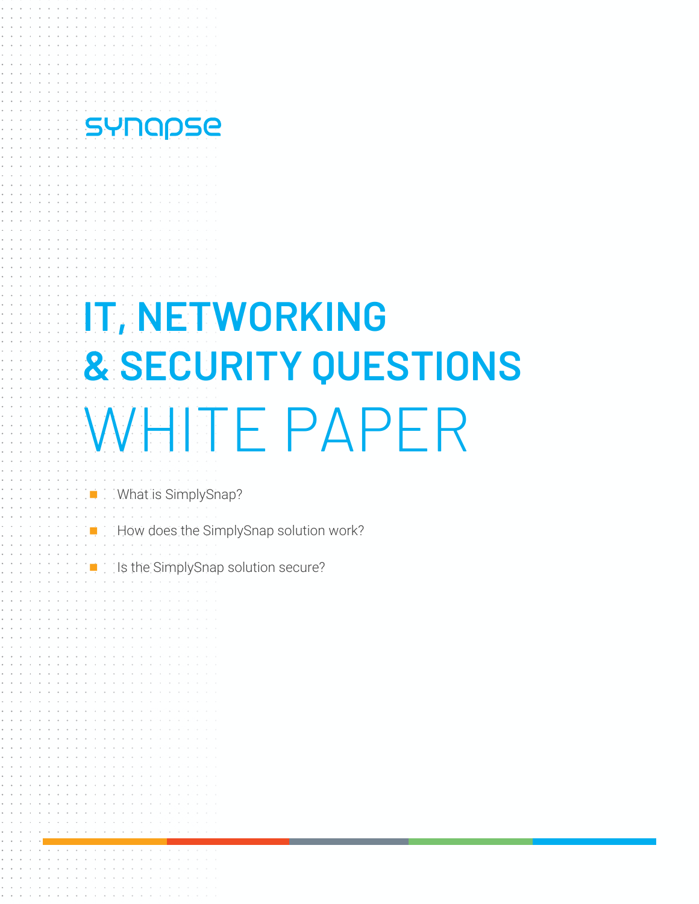synapse

# IT, NETWORKING & SECURITY QUESTIONS WHITE PAPER

- What is SimplySnap?
- How does the SimplySnap solution work?
- Is the SimplySnap solution secure?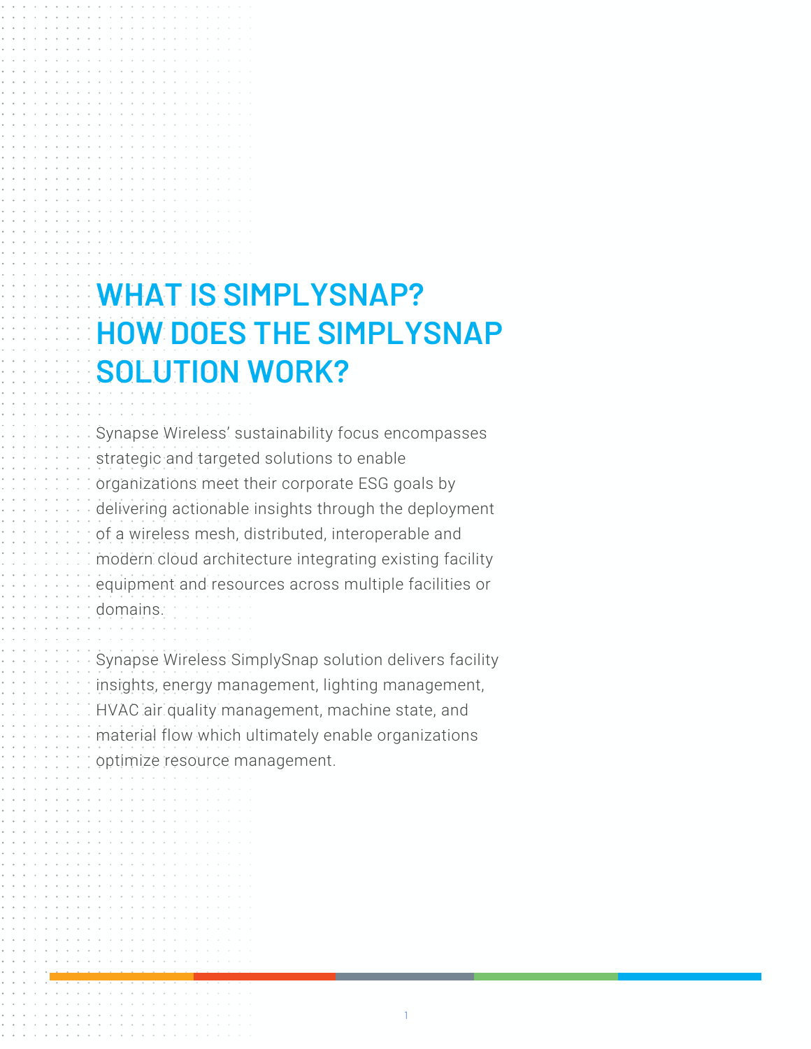# WHAT IS SIMPLYSNAP? HOW DOES THE SIMPLYSNAP SOLUTION WORK?

Synapse Wireless' sustainability focus encompasses strategic and targeted solutions to enable organizations meet their corporate ESG goals by delivering actionable insights through the deployment of a wireless mesh, distributed, interoperable and modern cloud architecture integrating existing facility equipment and resources across multiple facilities or domains.

Synapse Wireless SimplySnap solution delivers facility insights, energy management, lighting management, HVAC air quality management, machine state, and material flow which ultimately enable organizations optimize resource management.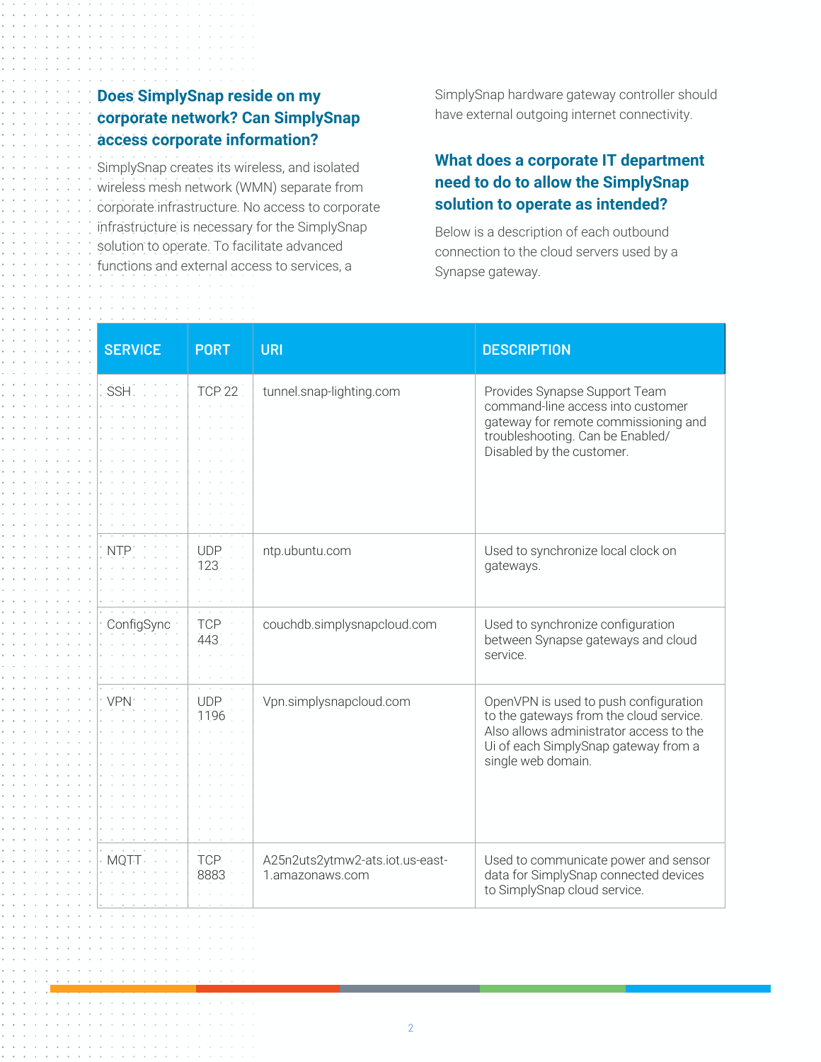## Does SimplySnap reside on my corporate network? Can SimplySnap access corporate information?

SimplySnap creates its wireless, and isolated wireless mesh network (WMN) separate from corporate infrastructure. No access to corporate infrastructure is necessary for the SimplySnap solution to operate. To facilitate advanced functions and external access to services, a SimplySnap hardware gateway controller should have external outgoing internet connectivity.

## What does a corporate IT department need to do to allow the SimplySnap solution to operate as intended?

Below is a description of each outbound connection to the cloud servers used by a Synapse gateway.

| SERVICE | PORT | URI | DESCRIPTION |
|---|---|---|---|
| SSH | TCP 22 | tunnel.snap-lighting.com | Provides Synapse Support Team command-line access into customer gateway for remote commissioning and troubleshooting. Can be Enabled/ Disabled by the customer. |
| NTP | UDP 123 | ntp.ubuntu.com | Used to synchronize local clock on gateways. |
| ConfigSync | TCP 443 | couchdb.simplysnapcloud.com | Used to synchronize configuration between Synapse gateways and cloud service. |
| VPN | UDP 1196 | Vpn.simplysnapcloud.com | OpenVPN is used to push configuration to the gateways from the cloud service. Also allows administrator access to the Ui of each SimplySnap gateway from a single web domain. |
| MQTT | TCP 8883 | A25n2uts2ytmw2-ats.iot.us-east-1.amazonaws.com | Used to communicate power and sensor data for SimplySnap connected devices to SimplySnap cloud service. |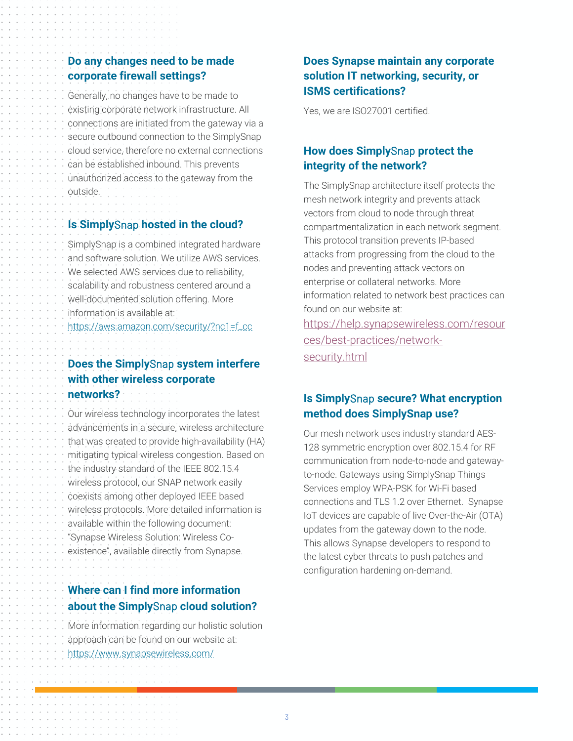## Do any changes need to be made corporate firewall settings?

Generally, no changes have to be made to existing corporate network infrastructure. All connections are initiated from the gateway via a secure outbound connection to the SimplySnap cloud service, therefore no external connections can be established inbound. This prevents unauthorized access to the gateway from the outside.

## Is SimplySnap hosted in the cloud?

SimplySnap is a combined integrated hardware and software solution. We utilize AWS services. We selected AWS services due to reliability, scalability and robustness centered around a well-documented solution offering. More information is available at: https://aws.amazon.com/security/?nc1=f_cc

## Does the SimplySnap system interfere with other wireless corporate networks?

Our wireless technology incorporates the latest advancements in a secure, wireless architecture that was created to provide high-availability (HA) mitigating typical wireless congestion. Based on the industry standard of the IEEE 802.15.4 wireless protocol, our SNAP network easily coexists among other deployed IEEE based wireless protocols. More detailed information is available within the following document: "Synapse Wireless Solution: Wireless Co-existence", available directly from Synapse.

## Where can I find more information about the SimplySnap cloud solution?

More information regarding our holistic solution approach can be found on our website at: https://www.synapsewireless.com/

## Does Synapse maintain any corporate solution IT networking, security, or ISMS certifications?

Yes, we are ISO27001 certified.

## How does SimplySnap protect the integrity of the network?

The SimplySnap architecture itself protects the mesh network integrity and prevents attack vectors from cloud to node through threat compartmentalization in each network segment. This protocol transition prevents IP-based attacks from progressing from the cloud to the nodes and preventing attack vectors on enterprise or collateral networks. More information related to network best practices can found on our website at: https://help.synapsewireless.com/resources/best-practices/network-security.html

## Is SimplySnap secure? What encryption method does SimplySnap use?

Our mesh network uses industry standard AES-128 symmetric encryption over 802.15.4 for RF communication from node-to-node and gateway-to-node. Gateways using SimplySnap Things Services employ WPA-PSK for Wi-Fi based connections and TLS 1.2 over Ethernet. Synapse IoT devices are capable of live Over-the-Air (OTA) updates from the gateway down to the node. This allows Synapse developers to respond to the latest cyber threats to push patches and configuration hardening on-demand.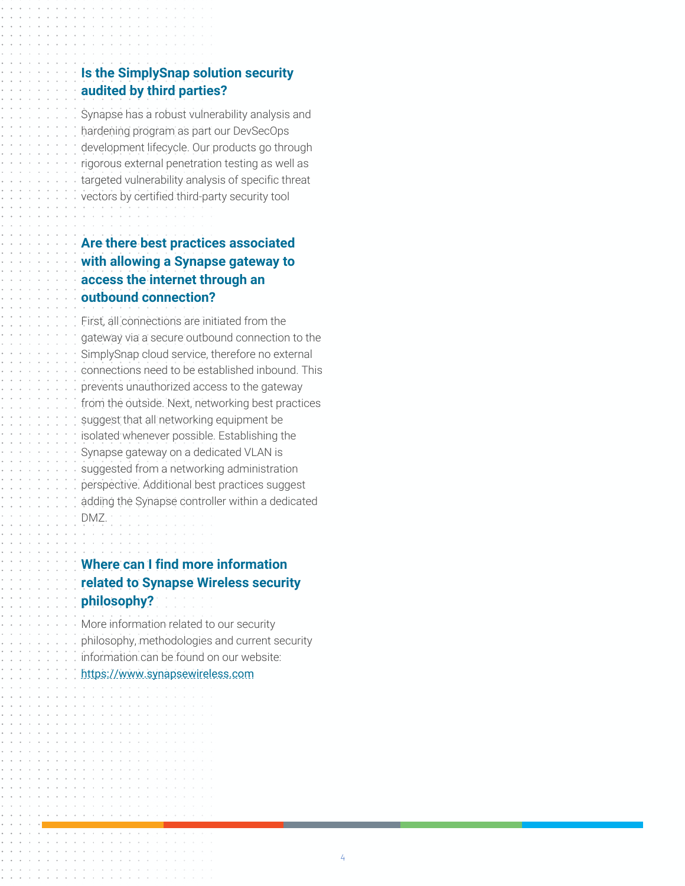## Is the SimplySnap solution security audited by third parties?

Synapse has a robust vulnerability analysis and hardening program as part our DevSecOps development lifecycle. Our products go through rigorous external penetration testing as well as targeted vulnerability analysis of specific threat vectors by certified third-party security tool

## Are there best practices associated with allowing a Synapse gateway to access the internet through an outbound connection?

First, all connections are initiated from the gateway via a secure outbound connection to the SimplySnap cloud service, therefore no external connections need to be established inbound. This prevents unauthorized access to the gateway from the outside. Next, networking best practices suggest that all networking equipment be isolated whenever possible. Establishing the Synapse gateway on a dedicated VLAN is suggested from a networking administration perspective. Additional best practices suggest adding the Synapse controller within a dedicated DMZ.

## Where can I find more information related to Synapse Wireless security philosophy?

More information related to our security philosophy, methodologies and current security information can be found on our website: [https://www.synapsewireless.com](https://www.synapsewireless.com)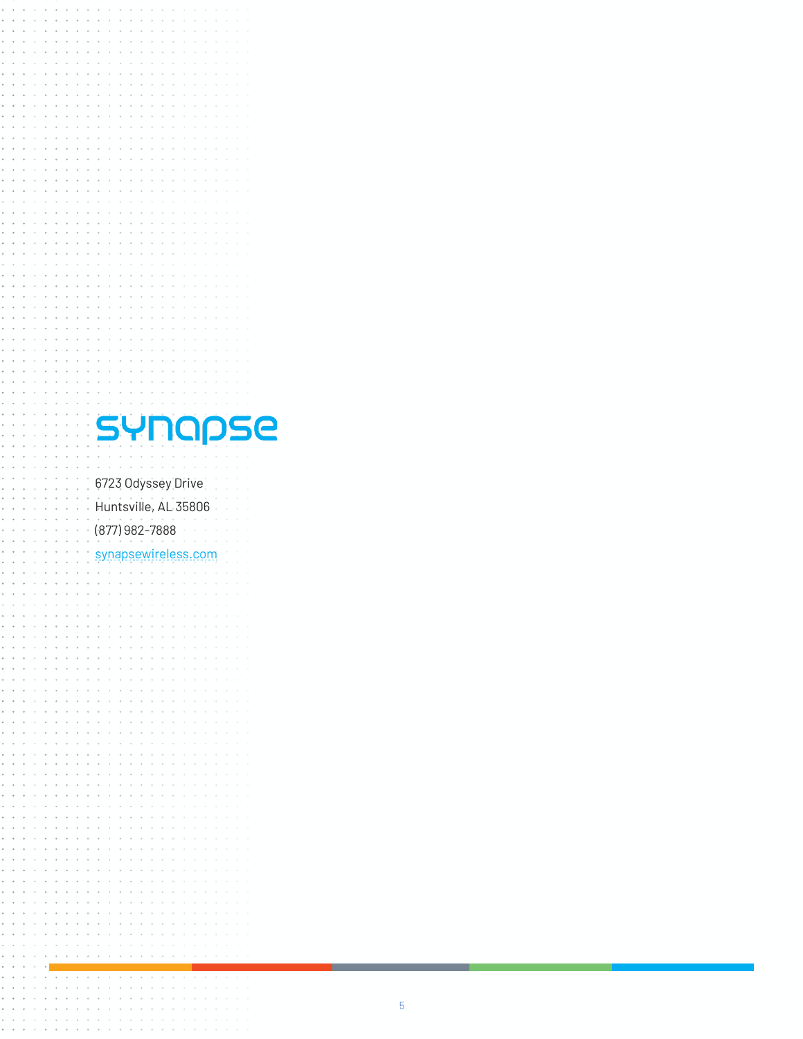synapse

6723 Odyssey Drive

Huntsville, AL 35806

(877) 982-7888

synapsewireless.com